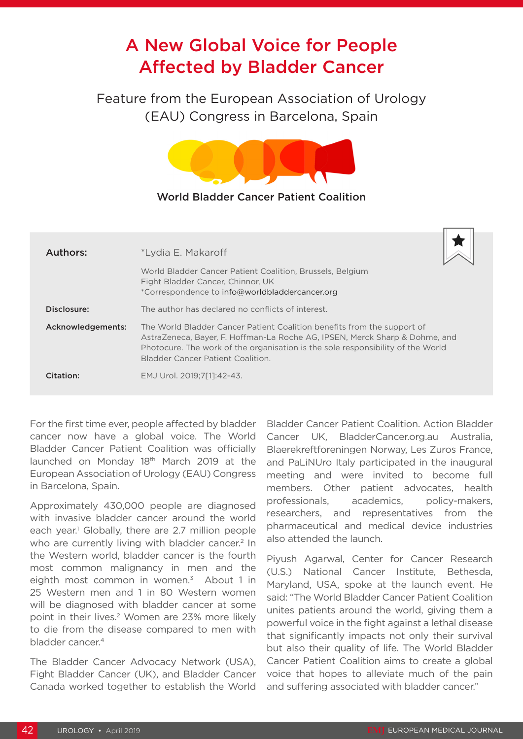# A New Global Voice for People Affected by Bladder Cancer

Feature from the European Association of Urology (EAU) Congress in Barcelona, Spain

World Bladder Cancer Patient Coalition

| | |
|---|---|
| **Authors:** | *Lydia E. Makaroff<br>World Bladder Cancer Patient Coalition, Brussels, Belgium<br>Fight Bladder Cancer, Chinnor, UK<br>*Correspondence to info@worldbladdercancer.org |
| **Disclosure:** | The author has declared no conflicts of interest. |
| **Acknowledgements:** | The World Bladder Cancer Patient Coalition benefits from the support of AstraZeneca, Bayer, F. Hoffman-La Roche AG, IPSEN, Merck Sharp & Dohme, and Photocure. The work of the organisation is the sole responsibility of the World Bladder Cancer Patient Coalition. |
| **Citation:** | EMJ Urol. 2019;7[1]:42-43. |

For the first time ever, people affected by bladder cancer now have a global voice. The World Bladder Cancer Patient Coalition was officially launched on Monday 18th March 2019 at the European Association of Urology (EAU) Congress in Barcelona, Spain.

Approximately 430,000 people are diagnosed with invasive bladder cancer around the world each year.[1] Globally, there are 2.7 million people who are currently living with bladder cancer.[2] In the Western world, bladder cancer is the fourth most common malignancy in men and the eighth most common in women.[3] About 1 in 25 Western men and 1 in 80 Western women will be diagnosed with bladder cancer at some point in their lives.[2] Women are 23% more likely to die from the disease compared to men with bladder cancer.[4]

The Bladder Cancer Advocacy Network (USA), Fight Bladder Cancer (UK), and Bladder Cancer Canada worked together to establish the World Bladder Cancer Patient Coalition. Action Bladder Cancer UK, BladderCancer.org.au Australia, Blaerekreftforeningen Norway, Les Zuros France, and PaLiNUro Italy participated in the inaugural meeting and were invited to become full members. Other patient advocates, health professionals, academics, policy-makers, researchers, and representatives from the pharmaceutical and medical device industries also attended the launch.

Piyush Agarwal, Center for Cancer Research (U.S.) National Cancer Institute, Bethesda, Maryland, USA, spoke at the launch event. He said: "The World Bladder Cancer Patient Coalition unites patients around the world, giving them a powerful voice in the fight against a lethal disease that significantly impacts not only their survival but also their quality of life. The World Bladder Cancer Patient Coalition aims to create a global voice that hopes to alleviate much of the pain and suffering associated with bladder cancer."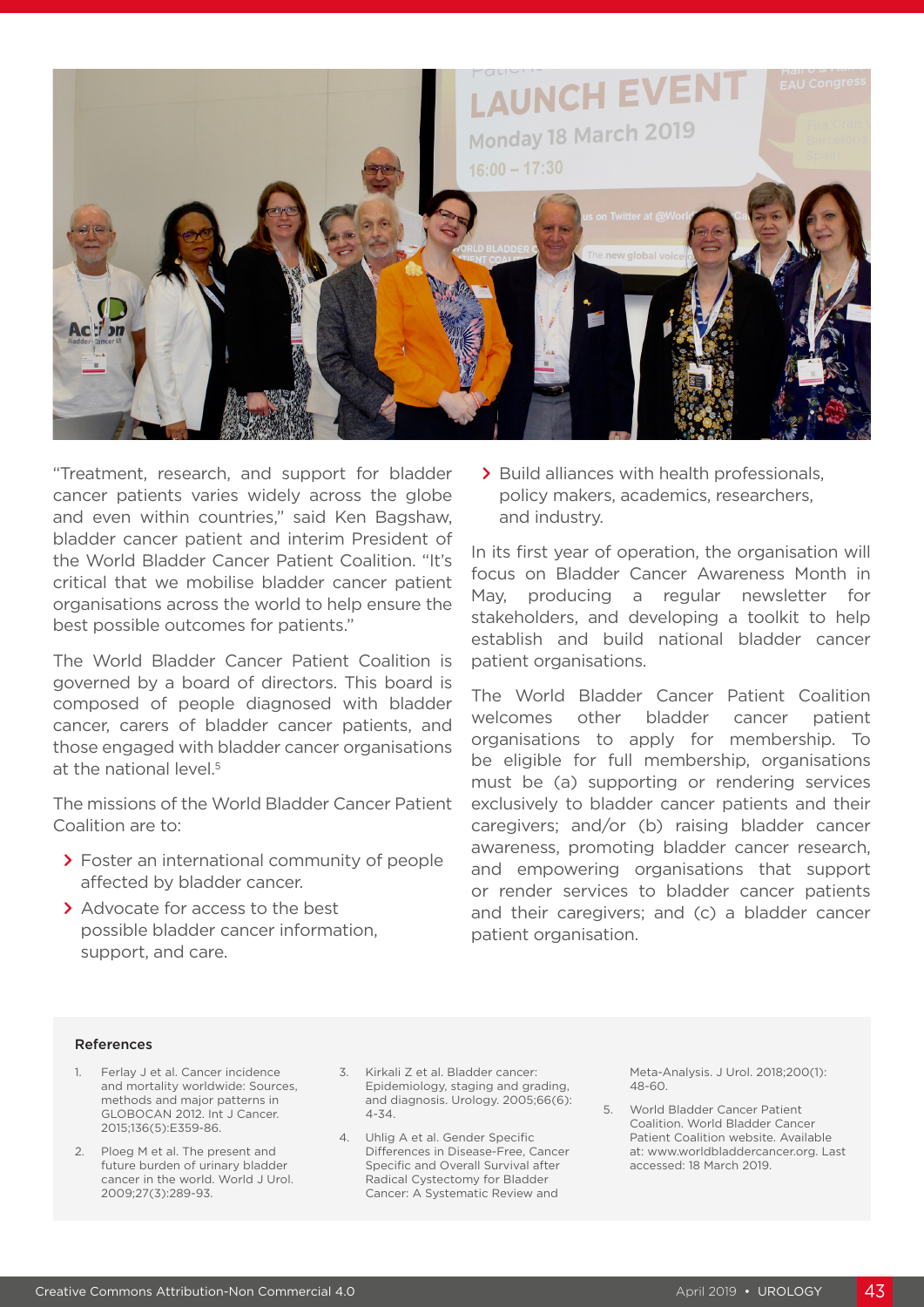"Treatment, research, and support for bladder cancer patients varies widely across the globe and even within countries," said Ken Bagshaw, bladder cancer patient and interim President of the World Bladder Cancer Patient Coalition. "It's critical that we mobilise bladder cancer patient organisations across the world to help ensure the best possible outcomes for patients."

The World Bladder Cancer Patient Coalition is governed by a board of directors. This board is composed of people diagnosed with bladder cancer, carers of bladder cancer patients, and those engaged with bladder cancer organisations at the national level.[5]

The missions of the World Bladder Cancer Patient Coalition are to:

- Foster an international community of people affected by bladder cancer.
- Advocate for access to the best possible bladder cancer information, support, and care.
- Build alliances with health professionals, policy makers, academics, researchers, and industry.

In its first year of operation, the organisation will focus on Bladder Cancer Awareness Month in May, producing a regular newsletter for stakeholders, and developing a toolkit to help establish and build national bladder cancer patient organisations.

The World Bladder Cancer Patient Coalition welcomes other bladder cancer patient organisations to apply for membership. To be eligible for full membership, organisations must be (a) supporting or rendering services exclusively to bladder cancer patients and their caregivers; and/or (b) raising bladder cancer awareness, promoting bladder cancer research, and empowering organisations that support or render services to bladder cancer patients and their caregivers; and (c) a bladder cancer patient organisation.

### References

1. Ferlay J et al. Cancer incidence and mortality worldwide: Sources, methods and major patterns in GLOBOCAN 2012. Int J Cancer. 2015;136(5):E359-86.
2. Ploeg M et al. The present and future burden of urinary bladder cancer in the world. World J Urol. 2009;27(3):289-93.
3. Kirkali Z et al. Bladder cancer: Epidemiology, staging and grading, and diagnosis. Urology. 2005;66(6):4-34.
4. Uhlig A et al. Gender Specific Differences in Disease-Free, Cancer Specific and Overall Survival after Radical Cystectomy for Bladder Cancer: A Systematic Review and Meta-Analysis. J Urol. 2018;200(1):48-60.
5. World Bladder Cancer Patient Coalition. World Bladder Cancer Patient Coalition website. Available at: www.worldbladdercancer.org. Last accessed: 18 March 2019.